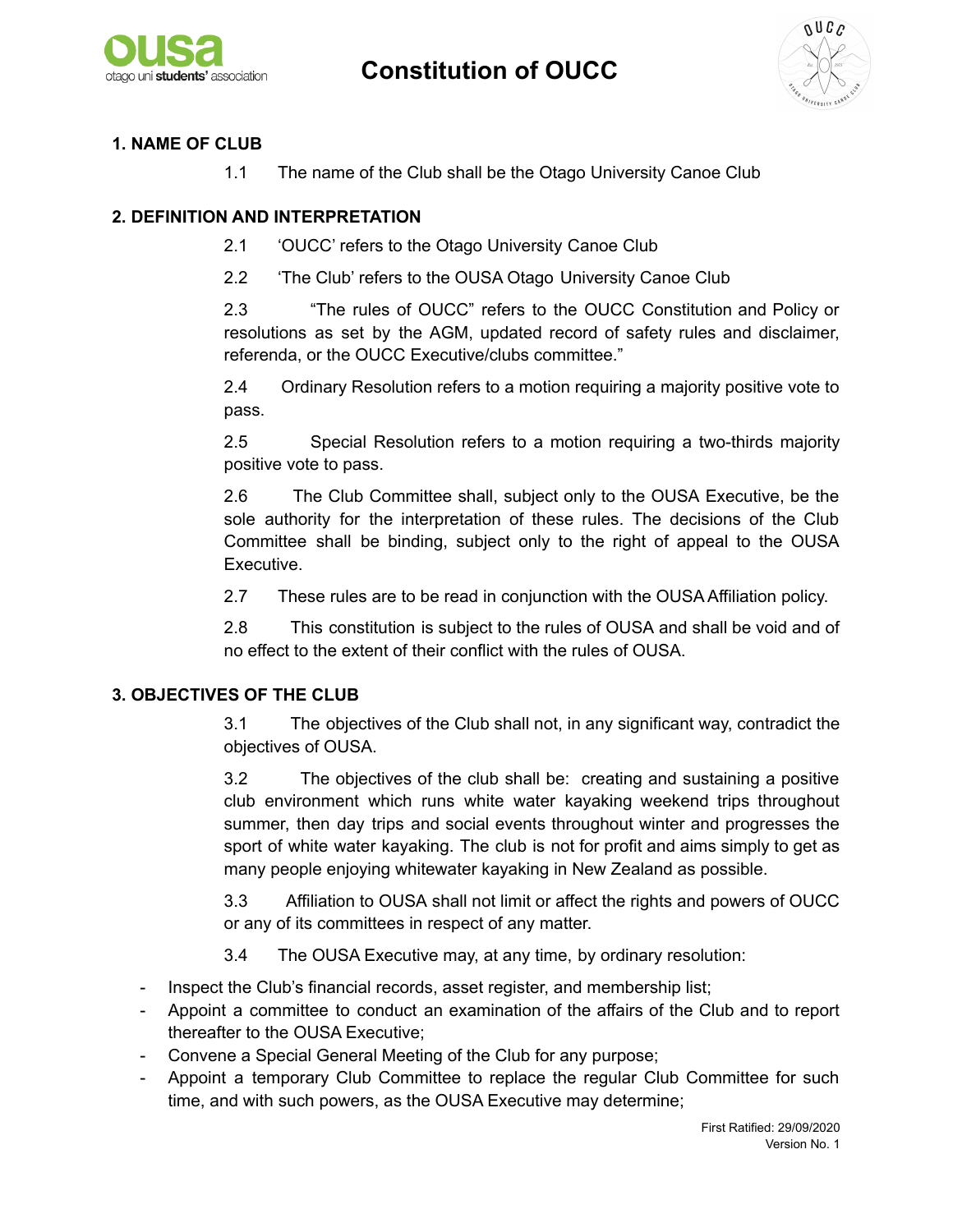# Constitution of OUCC

## 1. NAME OF CLUB

1.1 The name of the Club shall be the Otago University Canoe Club

## 2. DEFINITION AND INTERPRETATION

2.1 'OUCC' refers to the Otago University Canoe Club

2.2 'The Club' refers to the OUSA Otago University Canoe Club

2.3 "The rules of OUCC" refers to the OUCC Constitution and Policy or resolutions as set by the AGM, updated record of safety rules and disclaimer, referenda, or the OUCC Executive/clubs committee."

2.4 Ordinary Resolution refers to a motion requiring a majority positive vote to pass.

2.5 Special Resolution refers to a motion requiring a two-thirds majority positive vote to pass.

2.6 The Club Committee shall, subject only to the OUSA Executive, be the sole authority for the interpretation of these rules. The decisions of the Club Committee shall be binding, subject only to the right of appeal to the OUSA Executive.

2.7 These rules are to be read in conjunction with the OUSA Affiliation policy.

2.8 This constitution is subject to the rules of OUSA and shall be void and of no effect to the extent of their conflict with the rules of OUSA.

## 3. OBJECTIVES OF THE CLUB

3.1 The objectives of the Club shall not, in any significant way, contradict the objectives of OUSA.

3.2 The objectives of the club shall be: creating and sustaining a positive club environment which runs white water kayaking weekend trips throughout summer, then day trips and social events throughout winter and progresses the sport of white water kayaking. The club is not for profit and aims simply to get as many people enjoying whitewater kayaking in New Zealand as possible.

3.3 Affiliation to OUSA shall not limit or affect the rights and powers of OUCC or any of its committees in respect of any matter.

3.4 The OUSA Executive may, at any time, by ordinary resolution:

- Inspect the Club's financial records, asset register, and membership list;
- Appoint a committee to conduct an examination of the affairs of the Club and to report thereafter to the OUSA Executive;
- Convene a Special General Meeting of the Club for any purpose;
- Appoint a temporary Club Committee to replace the regular Club Committee for such time, and with such powers, as the OUSA Executive may determine;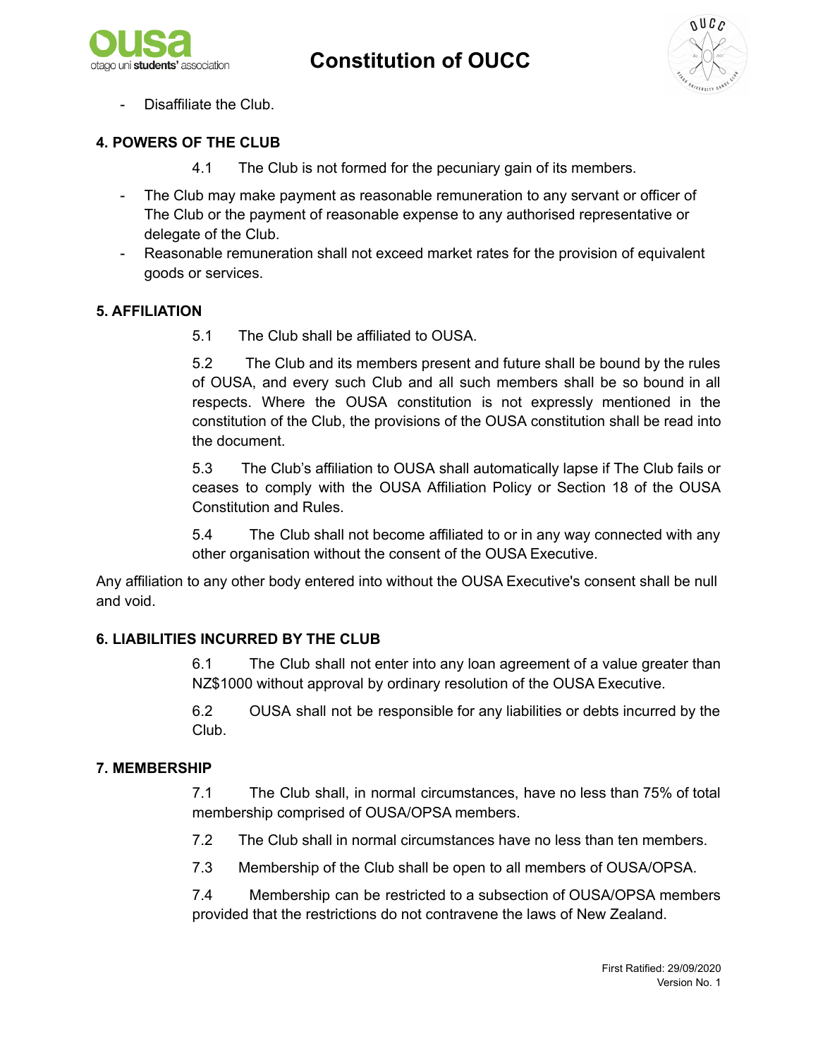- Disaffiliate the Club.

**4. POWERS OF THE CLUB**

4.1 The Club is not formed for the pecuniary gain of its members.

- The Club may make payment as reasonable remuneration to any servant or officer of The Club or the payment of reasonable expense to any authorised representative or delegate of the Club.
- Reasonable remuneration shall not exceed market rates for the provision of equivalent goods or services.

**5. AFFILIATION**

5.1 The Club shall be affiliated to OUSA.

5.2 The Club and its members present and future shall be bound by the rules of OUSA, and every such Club and all such members shall be so bound in all respects. Where the OUSA constitution is not expressly mentioned in the constitution of the Club, the provisions of the OUSA constitution shall be read into the document.

5.3 The Club's affiliation to OUSA shall automatically lapse if The Club fails or ceases to comply with the OUSA Affiliation Policy or Section 18 of the OUSA Constitution and Rules.

5.4 The Club shall not become affiliated to or in any way connected with any other organisation without the consent of the OUSA Executive.

Any affiliation to any other body entered into without the OUSA Executive's consent shall be null and void.

**6. LIABILITIES INCURRED BY THE CLUB**

6.1 The Club shall not enter into any loan agreement of a value greater than NZ$1000 without approval by ordinary resolution of the OUSA Executive.

6.2 OUSA shall not be responsible for any liabilities or debts incurred by the Club.

**7. MEMBERSHIP**

7.1 The Club shall, in normal circumstances, have no less than 75% of total membership comprised of OUSA/OPSA members.

7.2 The Club shall in normal circumstances have no less than ten members.

7.3 Membership of the Club shall be open to all members of OUSA/OPSA.

7.4 Membership can be restricted to a subsection of OUSA/OPSA members provided that the restrictions do not contravene the laws of New Zealand.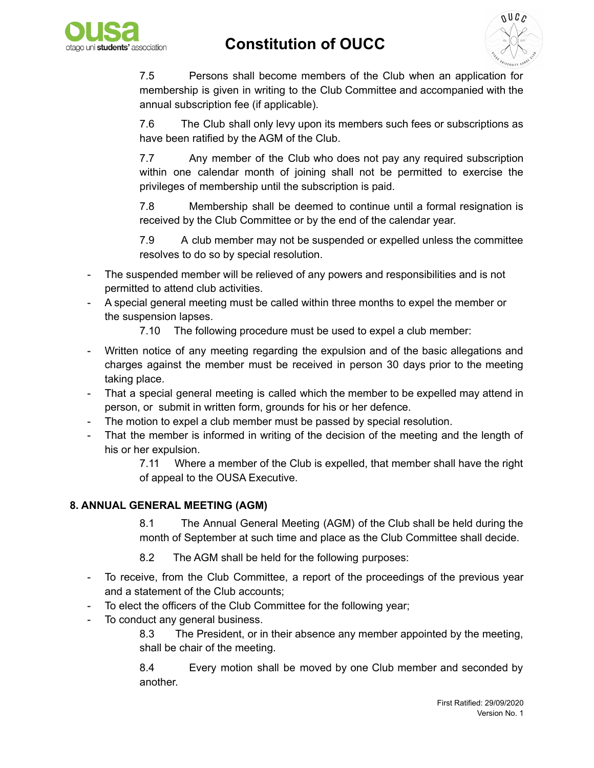7.5 Persons shall become members of the Club when an application for membership is given in writing to the Club Committee and accompanied with the annual subscription fee (if applicable).

7.6 The Club shall only levy upon its members such fees or subscriptions as have been ratified by the AGM of the Club.

7.7 Any member of the Club who does not pay any required subscription within one calendar month of joining shall not be permitted to exercise the privileges of membership until the subscription is paid.

7.8 Membership shall be deemed to continue until a formal resignation is received by the Club Committee or by the end of the calendar year.

7.9 A club member may not be suspended or expelled unless the committee resolves to do so by special resolution.

- The suspended member will be relieved of any powers and responsibilities and is not permitted to attend club activities.
- A special general meeting must be called within three months to expel the member or the suspension lapses.

7.10 The following procedure must be used to expel a club member:

- Written notice of any meeting regarding the expulsion and of the basic allegations and charges against the member must be received in person 30 days prior to the meeting taking place.
- That a special general meeting is called which the member to be expelled may attend in person, or submit in written form, grounds for his or her defence.
- The motion to expel a club member must be passed by special resolution.
- That the member is informed in writing of the decision of the meeting and the length of his or her expulsion.

7.11 Where a member of the Club is expelled, that member shall have the right of appeal to the OUSA Executive.

## 8. ANNUAL GENERAL MEETING (AGM)

8.1 The Annual General Meeting (AGM) of the Club shall be held during the month of September at such time and place as the Club Committee shall decide.

8.2 The AGM shall be held for the following purposes:

- To receive, from the Club Committee, a report of the proceedings of the previous year and a statement of the Club accounts;
- To elect the officers of the Club Committee for the following year;
- To conduct any general business.

8.3 The President, or in their absence any member appointed by the meeting, shall be chair of the meeting.

8.4 Every motion shall be moved by one Club member and seconded by another.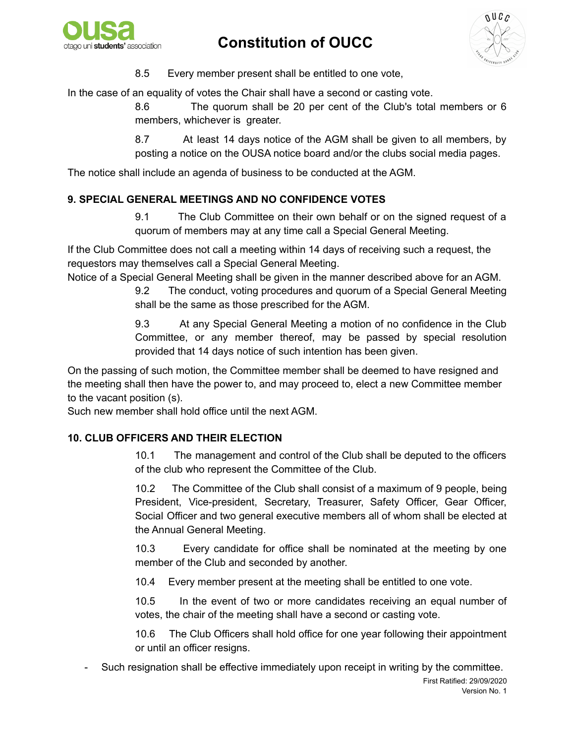8.5 Every member present shall be entitled to one vote,

In the case of an equality of votes the Chair shall have a second or casting vote.

8.6 The quorum shall be 20 per cent of the Club's total members or 6 members, whichever is greater.

8.7 At least 14 days notice of the AGM shall be given to all members, by posting a notice on the OUSA notice board and/or the clubs social media pages.

The notice shall include an agenda of business to be conducted at the AGM.

### 9. SPECIAL GENERAL MEETINGS AND NO CONFIDENCE VOTES

9.1 The Club Committee on their own behalf or on the signed request of a quorum of members may at any time call a Special General Meeting.

If the Club Committee does not call a meeting within 14 days of receiving such a request, the requestors may themselves call a Special General Meeting.
Notice of a Special General Meeting shall be given in the manner described above for an AGM.

9.2 The conduct, voting procedures and quorum of a Special General Meeting shall be the same as those prescribed for the AGM.

9.3 At any Special General Meeting a motion of no confidence in the Club Committee, or any member thereof, may be passed by special resolution provided that 14 days notice of such intention has been given.

On the passing of such motion, the Committee member shall be deemed to have resigned and the meeting shall then have the power to, and may proceed to, elect a new Committee member to the vacant position (s).
Such new member shall hold office until the next AGM.

### 10. CLUB OFFICERS AND THEIR ELECTION

10.1 The management and control of the Club shall be deputed to the officers of the club who represent the Committee of the Club.

10.2 The Committee of the Club shall consist of a maximum of 9 people, being President, Vice-president, Secretary, Treasurer, Safety Officer, Gear Officer, Social Officer and two general executive members all of whom shall be elected at the Annual General Meeting.

10.3 Every candidate for office shall be nominated at the meeting by one member of the Club and seconded by another.

10.4 Every member present at the meeting shall be entitled to one vote.

10.5 In the event of two or more candidates receiving an equal number of votes, the chair of the meeting shall have a second or casting vote.

10.6 The Club Officers shall hold office for one year following their appointment or until an officer resigns.

- Such resignation shall be effective immediately upon receipt in writing by the committee.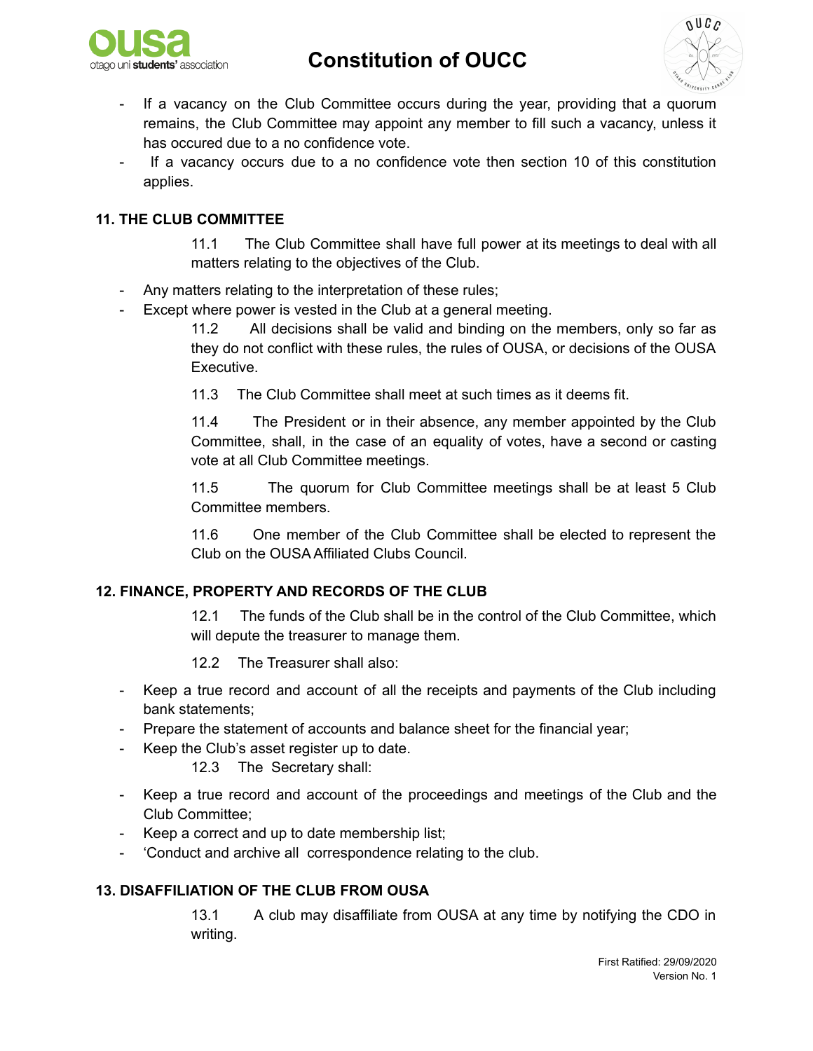- If a vacancy on the Club Committee occurs during the year, providing that a quorum remains, the Club Committee may appoint any member to fill such a vacancy, unless it has occured due to a no confidence vote.
- If a vacancy occurs due to a no confidence vote then section 10 of this constitution applies.

## 11. THE CLUB COMMITTEE

11.1 The Club Committee shall have full power at its meetings to deal with all matters relating to the objectives of the Club.

- Any matters relating to the interpretation of these rules;
- Except where power is vested in the Club at a general meeting.

11.2 All decisions shall be valid and binding on the members, only so far as they do not conflict with these rules, the rules of OUSA, or decisions of the OUSA Executive.

11.3 The Club Committee shall meet at such times as it deems fit.

11.4 The President or in their absence, any member appointed by the Club Committee, shall, in the case of an equality of votes, have a second or casting vote at all Club Committee meetings.

11.5 The quorum for Club Committee meetings shall be at least 5 Club Committee members.

11.6 One member of the Club Committee shall be elected to represent the Club on the OUSA Affiliated Clubs Council.

## 12. FINANCE, PROPERTY AND RECORDS OF THE CLUB

12.1 The funds of the Club shall be in the control of the Club Committee, which will depute the treasurer to manage them.

12.2 The Treasurer shall also:

- Keep a true record and account of all the receipts and payments of the Club including bank statements;
- Prepare the statement of accounts and balance sheet for the financial year;
- Keep the Club's asset register up to date.

12.3 The Secretary shall:

- Keep a true record and account of the proceedings and meetings of the Club and the Club Committee;
- Keep a correct and up to date membership list;
- 'Conduct and archive all correspondence relating to the club.

## 13. DISAFFILIATION OF THE CLUB FROM OUSA

13.1 A club may disaffiliate from OUSA at any time by notifying the CDO in writing.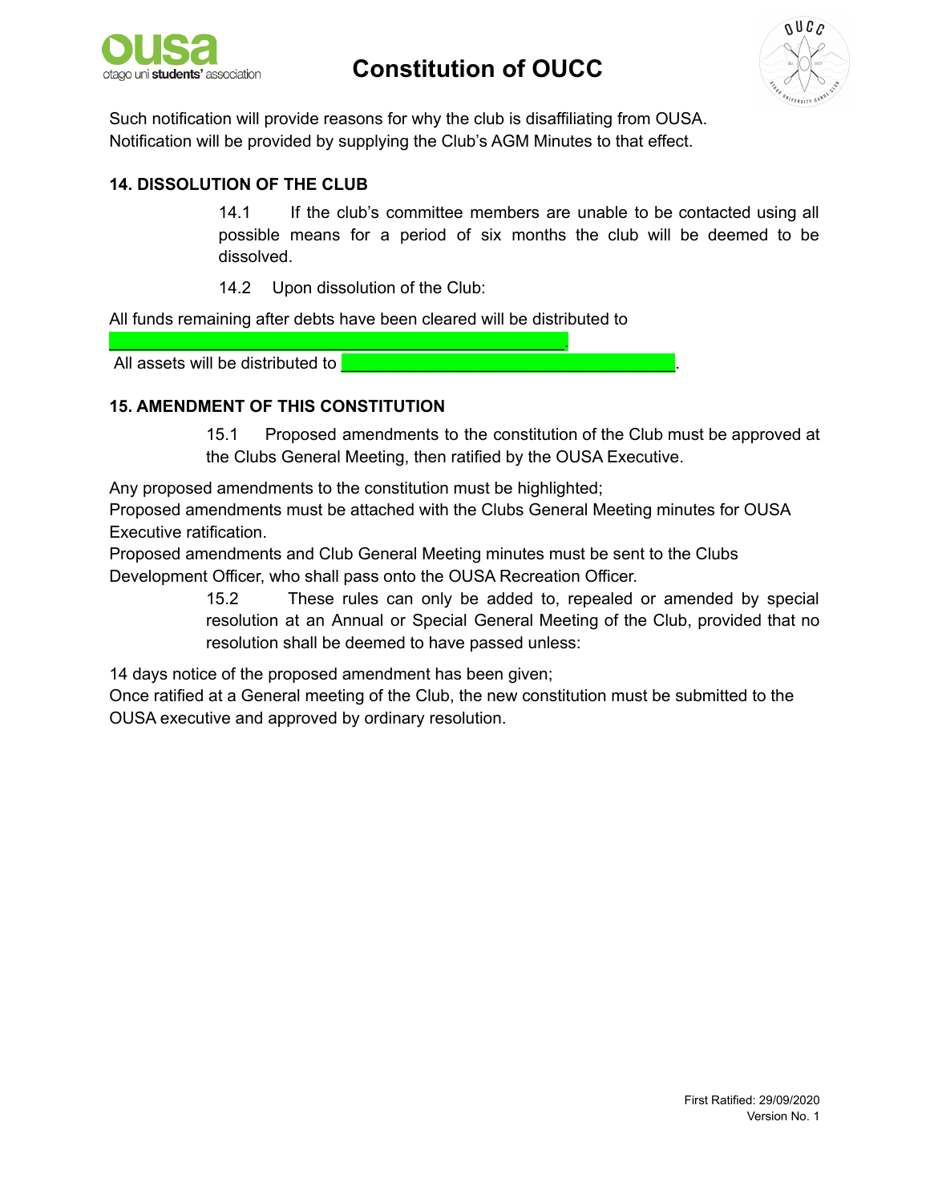Such notification will provide reasons for why the club is disaffiliating from OUSA.
Notification will be provided by supplying the Club's AGM Minutes to that effect.

### 14. DISSOLUTION OF THE CLUB

14.1 If the club's committee members are unable to be contacted using all possible means for a period of six months the club will be deemed to be dissolved.

14.2 Upon dissolution of the Club:

All funds remaining after debts have been cleared will be distributed to ___________________________________________.

All assets will be distributed to _________________________________.

### 15. AMENDMENT OF THIS CONSTITUTION

15.1 Proposed amendments to the constitution of the Club must be approved at the Clubs General Meeting, then ratified by the OUSA Executive.

Any proposed amendments to the constitution must be highlighted;
Proposed amendments must be attached with the Clubs General Meeting minutes for OUSA Executive ratification.
Proposed amendments and Club General Meeting minutes must be sent to the Clubs Development Officer, who shall pass onto the OUSA Recreation Officer.

15.2 These rules can only be added to, repealed or amended by special resolution at an Annual or Special General Meeting of the Club, provided that no resolution shall be deemed to have passed unless:

14 days notice of the proposed amendment has been given;
Once ratified at a General meeting of the Club, the new constitution must be submitted to the OUSA executive and approved by ordinary resolution.

First Ratified: 29/09/2020
Version No. 1